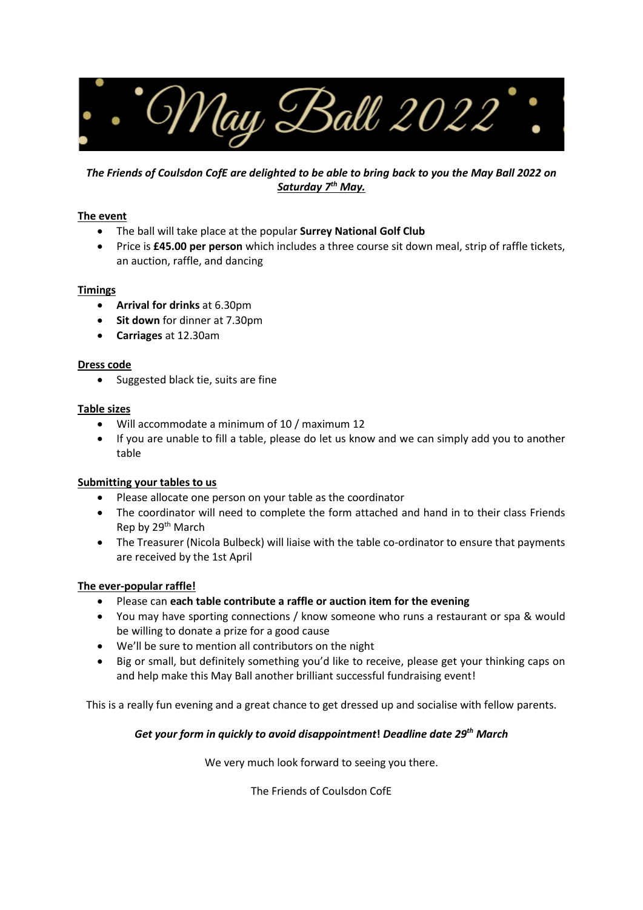# May Ball 2022

***The Friends of Coulsdon CofE are delighted to be able to bring back to you the May Ball 2022 on <u>Saturday 7th May.</u>***

**<u>The event</u>**

- The ball will take place at the popular **Surrey National Golf Club**
- Price is **£45.00 per person** which includes a three course sit down meal, strip of raffle tickets, an auction, raffle, and dancing

**<u>Timings</u>**

- **Arrival for drinks** at 6.30pm
- **Sit down** for dinner at 7.30pm
- **Carriages** at 12.30am

**<u>Dress code</u>**

- Suggested black tie, suits are fine

**<u>Table sizes</u>**

- Will accommodate a minimum of 10 / maximum 12
- If you are unable to fill a table, please do let us know and we can simply add you to another table

**<u>Submitting your tables to us</u>**

- Please allocate one person on your table as the coordinator
- The coordinator will need to complete the form attached and hand in to their class Friends Rep by 29th March
- The Treasurer (Nicola Bulbeck) will liaise with the table co-ordinator to ensure that payments are received by the 1st April

**<u>The ever-popular raffle!</u>**

- Please can **each table contribute a raffle or auction item for the evening**
- You may have sporting connections / know someone who runs a restaurant or spa & would be willing to donate a prize for a good cause
- We'll be sure to mention all contributors on the night
- Big or small, but definitely something you'd like to receive, please get your thinking caps on and help make this May Ball another brilliant successful fundraising event!

This is a really fun evening and a great chance to get dressed up and socialise with fellow parents.

***Get your form in quickly to avoid disappointment! Deadline date 29th March***

We very much look forward to seeing you there.

The Friends of Coulsdon CofE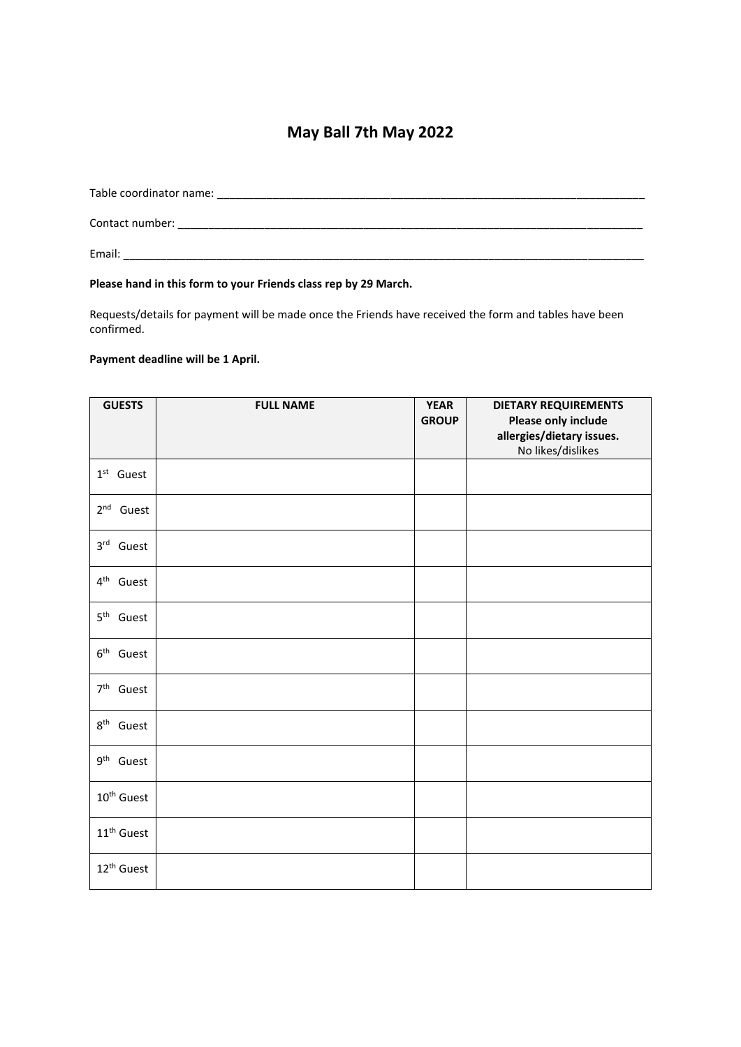# May Ball 7th May 2022

Table coordinator name: ___________________________________________________________________________

Contact number: ______________________________________________________________________________

Email: _______________________________________________________________________________________

**Please hand in this form to your Friends class rep by 29 March.**

Requests/details for payment will be made once the Friends have received the form and tables have been confirmed.

**Payment deadline will be 1 April.**

| **GUESTS** | **FULL NAME** | **YEAR GROUP** | **DIETARY REQUIREMENTS Please only include allergies/dietary issues.** No likes/dislikes |
|---|---|---|---|
| 1st Guest | | | |
| 2nd Guest | | | |
| 3rd Guest | | | |
| 4th Guest | | | |
| 5th Guest | | | |
| 6th Guest | | | |
| 7th Guest | | | |
| 8th Guest | | | |
| 9th Guest | | | |
| 10th Guest | | | |
| 11th Guest | | | |
| 12th Guest | | | |